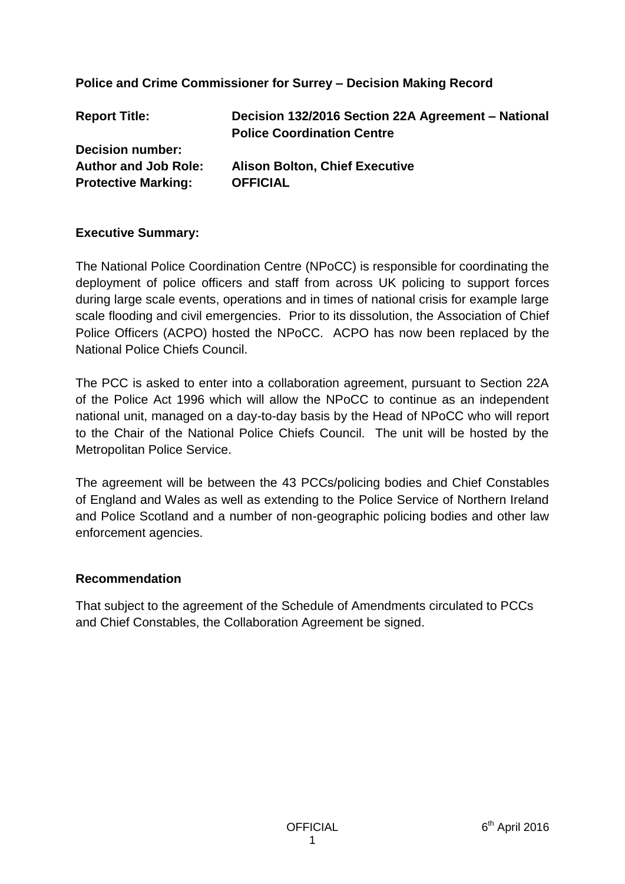**Police and Crime Commissioner for Surrey – Decision Making Record**

| | |
|---|---|
| **Report Title:** | **Decision 132/2016 Section 22A Agreement – National Police Coordination Centre** |
| **Decision number:** | |
| **Author and Job Role:** | **Alison Bolton, Chief Executive** |
| **Protective Marking:** | **OFFICIAL** |

**Executive Summary:**

The National Police Coordination Centre (NPoCC) is responsible for coordinating the deployment of police officers and staff from across UK policing to support forces during large scale events, operations and in times of national crisis for example large scale flooding and civil emergencies. Prior to its dissolution, the Association of Chief Police Officers (ACPO) hosted the NPoCC. ACPO has now been replaced by the National Police Chiefs Council.

The PCC is asked to enter into a collaboration agreement, pursuant to Section 22A of the Police Act 1996 which will allow the NPoCC to continue as an independent national unit, managed on a day-to-day basis by the Head of NPoCC who will report to the Chair of the National Police Chiefs Council. The unit will be hosted by the Metropolitan Police Service.

The agreement will be between the 43 PCCs/policing bodies and Chief Constables of England and Wales as well as extending to the Police Service of Northern Ireland and Police Scotland and a number of non-geographic policing bodies and other law enforcement agencies.

**Recommendation**

That subject to the agreement of the Schedule of Amendments circulated to PCCs and Chief Constables, the Collaboration Agreement be signed.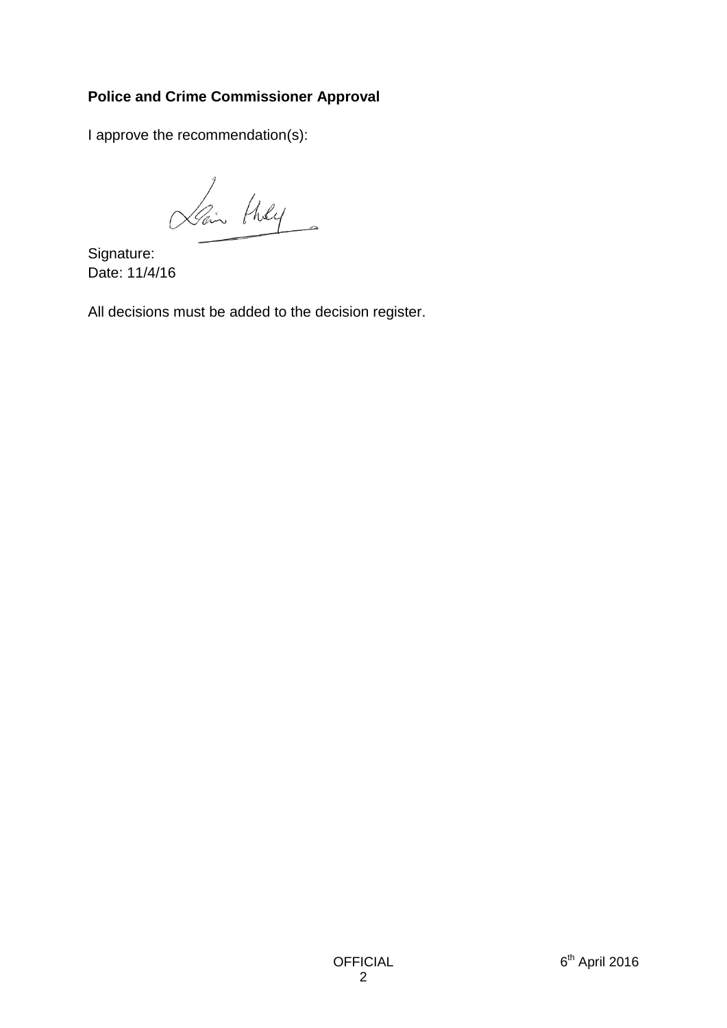**Police and Crime Commissioner Approval**

I approve the recommendation(s):

Signature:
Date: 11/4/16

All decisions must be added to the decision register.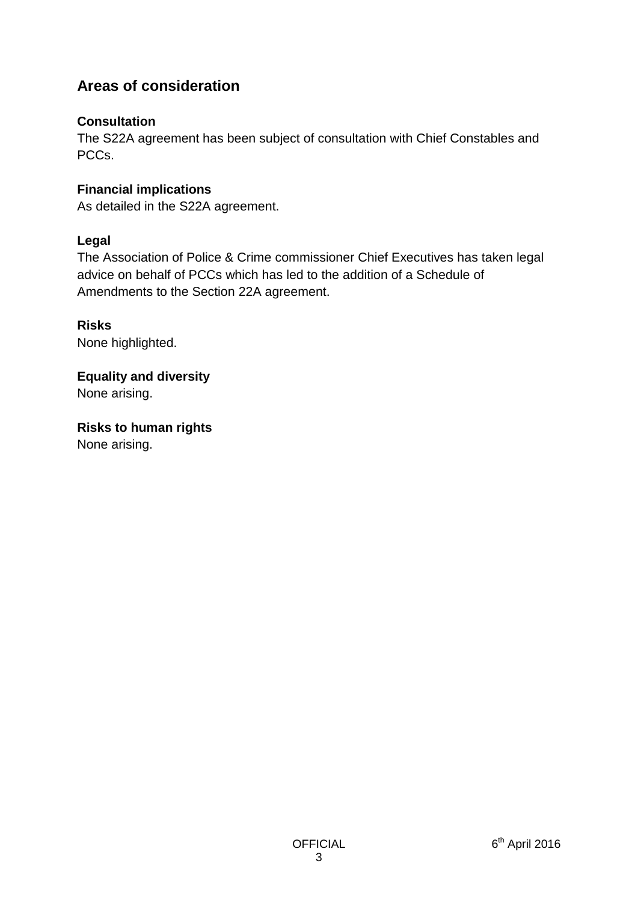## Areas of consideration

**Consultation**
The S22A agreement has been subject of consultation with Chief Constables and PCCs.

**Financial implications**
As detailed in the S22A agreement.

**Legal**
The Association of Police & Crime commissioner Chief Executives has taken legal advice on behalf of PCCs which has led to the addition of a Schedule of Amendments to the Section 22A agreement.

**Risks**
None highlighted.

**Equality and diversity**
None arising.

**Risks to human rights**
None arising.